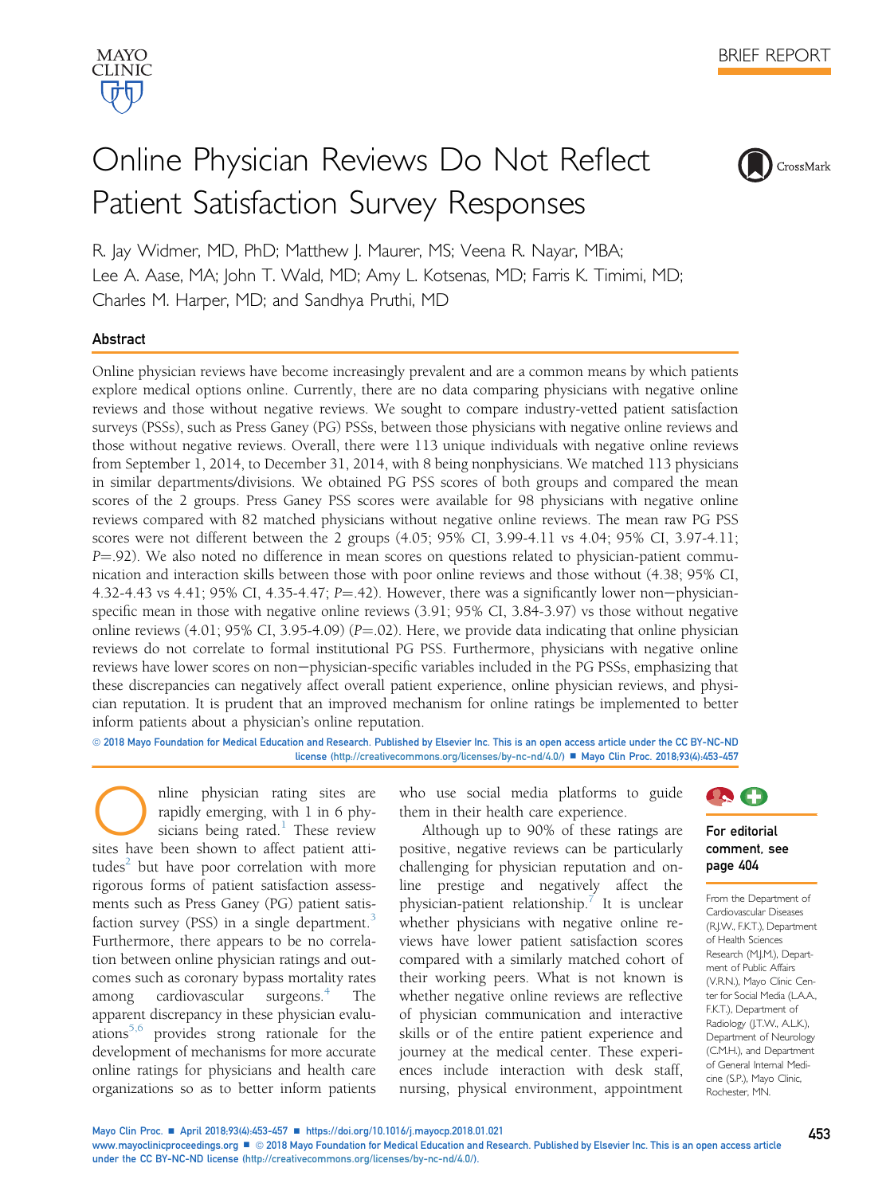BRIEF REPORT

# Online Physician Reviews Do Not Reflect Patient Satisfaction Survey Responses

R. Jay Widmer, MD, PhD; Matthew J. Maurer, MS; Veena R. Nayar, MBA; Lee A. Aase, MA; John T. Wald, MD; Amy L. Kotsenas, MD; Farris K. Timimi, MD; Charles M. Harper, MD; and Sandhya Pruthi, MD

## Abstract

Online physician reviews have become increasingly prevalent and are a common means by which patients explore medical options online. Currently, there are no data comparing physicians with negative online reviews and those without negative reviews. We sought to compare industry-vetted patient satisfaction surveys (PSSs), such as Press Ganey (PG) PSSs, between those physicians with negative online reviews and those without negative reviews. Overall, there were 113 unique individuals with negative online reviews from September 1, 2014, to December 31, 2014, with 8 being nonphysicians. We matched 113 physicians in similar departments/divisions. We obtained PG PSS scores of both groups and compared the mean scores of the 2 groups. Press Ganey PSS scores were available for 98 physicians with negative online reviews compared with 82 matched physicians without negative online reviews. The mean raw PG PSS scores were not different between the 2 groups (4.05; 95% CI, 3.99-4.11 vs 4.04; 95% CI, 3.97-4.11; *P*=.92). We also noted no difference in mean scores on questions related to physician-patient communication and interaction skills between those with poor online reviews and those without (4.38; 95% CI, 4.32-4.43 vs 4.41; 95% CI, 4.35-4.47; *P*=.42). However, there was a significantly lower non−physician-specific mean in those with negative online reviews (3.91; 95% CI, 3.84-3.97) vs those without negative online reviews (4.01; 95% CI, 3.95-4.09) (*P*=.02). Here, we provide data indicating that online physician reviews do not correlate to formal institutional PG PSS. Furthermore, physicians with negative online reviews have lower scores on non−physician-specific variables included in the PG PSSs, emphasizing that these discrepancies can negatively affect overall patient experience, online physician reviews, and physician reputation. It is prudent that an improved mechanism for online ratings be implemented to better inform patients about a physician's online reputation.

© 2018 Mayo Foundation for Medical Education and Research. Published by Elsevier Inc. This is an open access article under the CC BY-NC-ND license (http://creativecommons.org/licenses/by-nc-nd/4.0/) ■ Mayo Clin Proc. 2018;93(4):453-457

For editorial comment, see page 404

From the Department of Cardiovascular Diseases (R.J.W., F.K.T.), Department of Health Sciences Research (M.J.M.), Department of Public Affairs (V.R.N.), Mayo Clinic Center for Social Media (L.A.A., F.K.T.), Department of Radiology (J.T.W., A.L.K.), Department of Neurology (C.M.H.), and Department of General Internal Medicine (S.P.), Mayo Clinic, Rochester, MN.

Online physician rating sites are rapidly emerging, with 1 in 6 physicians being rated.[1] These review sites have been shown to affect patient attitudes[2] but have poor correlation with more rigorous forms of patient satisfaction assessments such as Press Ganey (PG) patient satisfaction survey (PSS) in a single department.[3] Furthermore, there appears to be no correlation between online physician ratings and outcomes such as coronary bypass mortality rates among cardiovascular surgeons.[4] The apparent discrepancy in these physician evaluations[5,6] provides strong rationale for the development of mechanisms for more accurate online ratings for physicians and health care organizations so as to better inform patients who use social media platforms to guide them in their health care experience.

Although up to 90% of these ratings are positive, negative reviews can be particularly challenging for physician reputation and online prestige and negatively affect the physician-patient relationship.[7] It is unclear whether physicians with negative online reviews have lower patient satisfaction scores compared with a similarly matched cohort of their working peers. What is not known is whether negative online reviews are reflective of physician communication and interactive skills or of the entire patient experience and journey at the medical center. These experiences include interaction with desk staff, nursing, physical environment, appointment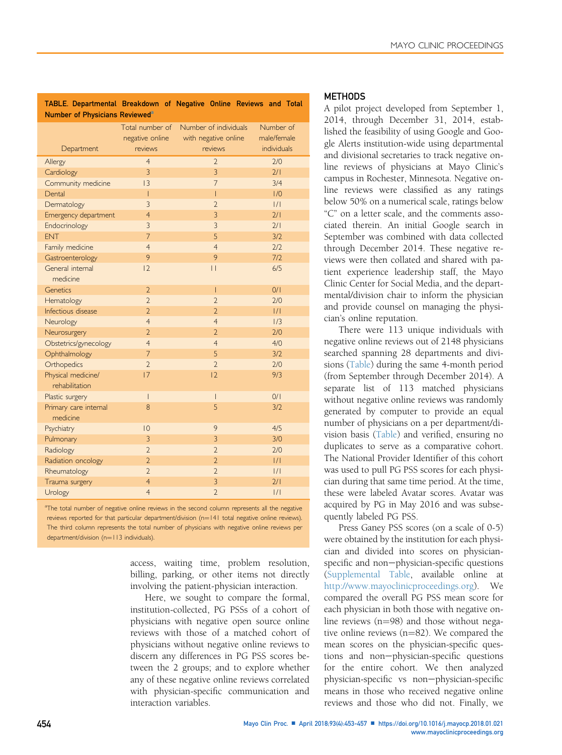**TABLE. Departmental Breakdown of Negative Online Reviews and Total Number of Physicians Reviewed[a]**

| Department | Total number of negative online reviews | Number of individuals with negative online reviews | Number of male/female individuals |
|---|---|---|---|
| Allergy | 4 | 2 | 2/0 |
| Cardiology | 3 | 3 | 2/1 |
| Community medicine | 13 | 7 | 3/4 |
| Dental | 1 | 1 | 1/0 |
| Dermatology | 3 | 2 | 1/1 |
| Emergency department | 4 | 3 | 2/1 |
| Endocrinology | 3 | 3 | 2/1 |
| ENT | 7 | 5 | 3/2 |
| Family medicine | 4 | 4 | 2/2 |
| Gastroenterology | 9 | 9 | 7/2 |
| General internal medicine | 12 | 11 | 6/5 |
| Genetics | 2 | 1 | 0/1 |
| Hematology | 2 | 2 | 2/0 |
| Infectious disease | 2 | 2 | 1/1 |
| Neurology | 4 | 4 | 1/3 |
| Neurosurgery | 2 | 2 | 2/0 |
| Obstetrics/gynecology | 4 | 4 | 4/0 |
| Ophthalmology | 7 | 5 | 3/2 |
| Orthopedics | 2 | 2 | 2/0 |
| Physical medicine/rehabilitation | 17 | 12 | 9/3 |
| Plastic surgery | 1 | 1 | 0/1 |
| Primary care internal medicine | 8 | 5 | 3/2 |
| Psychiatry | 10 | 9 | 4/5 |
| Pulmonary | 3 | 3 | 3/0 |
| Radiology | 2 | 2 | 2/0 |
| Radiation oncology | 2 | 2 | 1/1 |
| Rheumatology | 2 | 2 | 1/1 |
| Trauma surgery | 4 | 3 | 2/1 |
| Urology | 4 | 2 | 1/1 |

[a]The total number of negative online reviews in the second column represents all the negative reviews reported for that particular department/division (n=141 total negative online reviews). The third column represents the total number of physicians with negative online reviews per department/division (n=113 individuals).

access, waiting time, problem resolution, billing, parking, or other items not directly involving the patient-physician interaction.

Here, we sought to compare the formal, institution-collected, PG PSSs of a cohort of physicians with negative open source online reviews with those of a matched cohort of physicians without negative online reviews to discern any differences in PG PSS scores between the 2 groups; and to explore whether any of these negative online reviews correlated with physician-specific communication and interaction variables.

## METHODS

A pilot project developed from September 1, 2014, through December 31, 2014, established the feasibility of using Google and Google Alerts institution-wide using departmental and divisional secretaries to track negative online reviews of physicians at Mayo Clinic's campus in Rochester, Minnesota. Negative online reviews were classified as any ratings below 50% on a numerical scale, ratings below "C" on a letter scale, and the comments associated therein. An initial Google search in September was combined with data collected through December 2014. These negative reviews were then collated and shared with patient experience leadership staff, the Mayo Clinic Center for Social Media, and the departmental/division chair to inform the physician and provide counsel on managing the physician's online reputation.

There were 113 unique individuals with negative online reviews out of 2148 physicians searched spanning 28 departments and divisions (Table) during the same 4-month period (from September through December 2014). A separate list of 113 matched physicians without negative online reviews was randomly generated by computer to provide an equal number of physicians on a per department/division basis (Table) and verified, ensuring no duplicates to serve as a comparative cohort. The National Provider Identifier of this cohort was used to pull PG PSS scores for each physician during that same time period. At the time, these were labeled Avatar scores. Avatar was acquired by PG in May 2016 and was subsequently labeled PG PSS.

Press Ganey PSS scores (on a scale of 0-5) were obtained by the institution for each physician and divided into scores on physician-specific and non−physician-specific questions (Supplemental Table, available online at http://www.mayoclinicproceedings.org). We compared the overall PG PSS mean score for each physician in both those with negative online reviews (n=98) and those without negative online reviews (n=82). We compared the mean scores on the physician-specific questions and non−physician-specific questions for the entire cohort. We then analyzed physician-specific vs non−physician-specific means in those who received negative online reviews and those who did not. Finally, we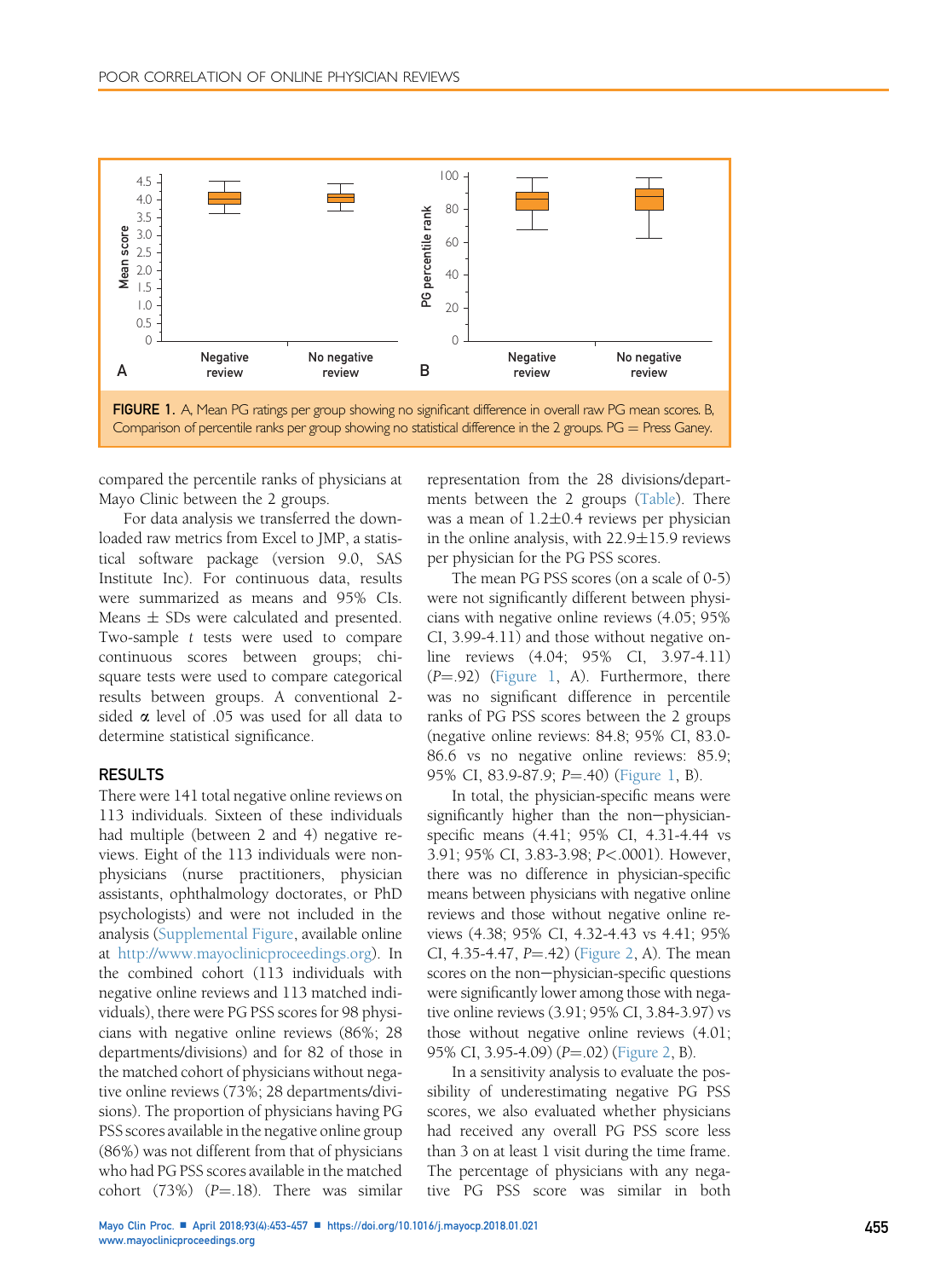FIGURE 1. A, Mean PG ratings per group showing no significant difference in overall raw PG mean scores. B, Comparison of percentile ranks per group showing no statistical difference in the 2 groups. PG = Press Ganey.

compared the percentile ranks of physicians at Mayo Clinic between the 2 groups.

For data analysis we transferred the downloaded raw metrics from Excel to JMP, a statistical software package (version 9.0, SAS Institute Inc). For continuous data, results were summarized as means and 95% CIs. Means ± SDs were calculated and presented. Two-sample *t* tests were used to compare continuous scores between groups; chi-square tests were used to compare categorical results between groups. A conventional 2-sided α level of .05 was used for all data to determine statistical significance.

## RESULTS

There were 141 total negative online reviews on 113 individuals. Sixteen of these individuals had multiple (between 2 and 4) negative reviews. Eight of the 113 individuals were nonphysicians (nurse practitioners, physician assistants, ophthalmology doctorates, or PhD psychologists) and were not included in the analysis (Supplemental Figure, available online at http://www.mayoclinicproceedings.org). In the combined cohort (113 individuals with negative online reviews and 113 matched individuals), there were PG PSS scores for 98 physicians with negative online reviews (86%; 28 departments/divisions) and for 82 of those in the matched cohort of physicians without negative online reviews (73%; 28 departments/divisions). The proportion of physicians having PG PSS scores available in the negative online group (86%) was not different from that of physicians who had PG PSS scores available in the matched cohort (73%) ($P$=.18). There was similar representation from the 28 divisions/departments between the 2 groups (Table). There was a mean of 1.2±0.4 reviews per physician in the online analysis, with 22.9±15.9 reviews per physician for the PG PSS scores.

The mean PG PSS scores (on a scale of 0-5) were not significantly different between physicians with negative online reviews (4.05; 95% CI, 3.99-4.11) and those without negative online reviews (4.04; 95% CI, 3.97-4.11) ($P$=.92) (Figure 1, A). Furthermore, there was no significant difference in percentile ranks of PG PSS scores between the 2 groups (negative online reviews: 84.8; 95% CI, 83.0-86.6 vs no negative online reviews: 85.9; 95% CI, 83.9-87.9; $P$=.40) (Figure 1, B).

In total, the physician-specific means were significantly higher than the non−physician-specific means (4.41; 95% CI, 4.31-4.44 vs 3.91; 95% CI, 3.83-3.98; $P$<.0001). However, there was no difference in physician-specific means between physicians with negative online reviews and those without negative online reviews (4.38; 95% CI, 4.32-4.43 vs 4.41; 95% CI, 4.35-4.47, $P$=.42) (Figure 2, A). The mean scores on the non−physician-specific questions were significantly lower among those with negative online reviews (3.91; 95% CI, 3.84-3.97) vs those without negative online reviews (4.01; 95% CI, 3.95-4.09) ($P$=.02) (Figure 2, B).

In a sensitivity analysis to evaluate the possibility of underestimating negative PG PSS scores, we also evaluated whether physicians had received any overall PG PSS score less than 3 on at least 1 visit during the time frame. The percentage of physicians with any negative PG PSS score was similar in both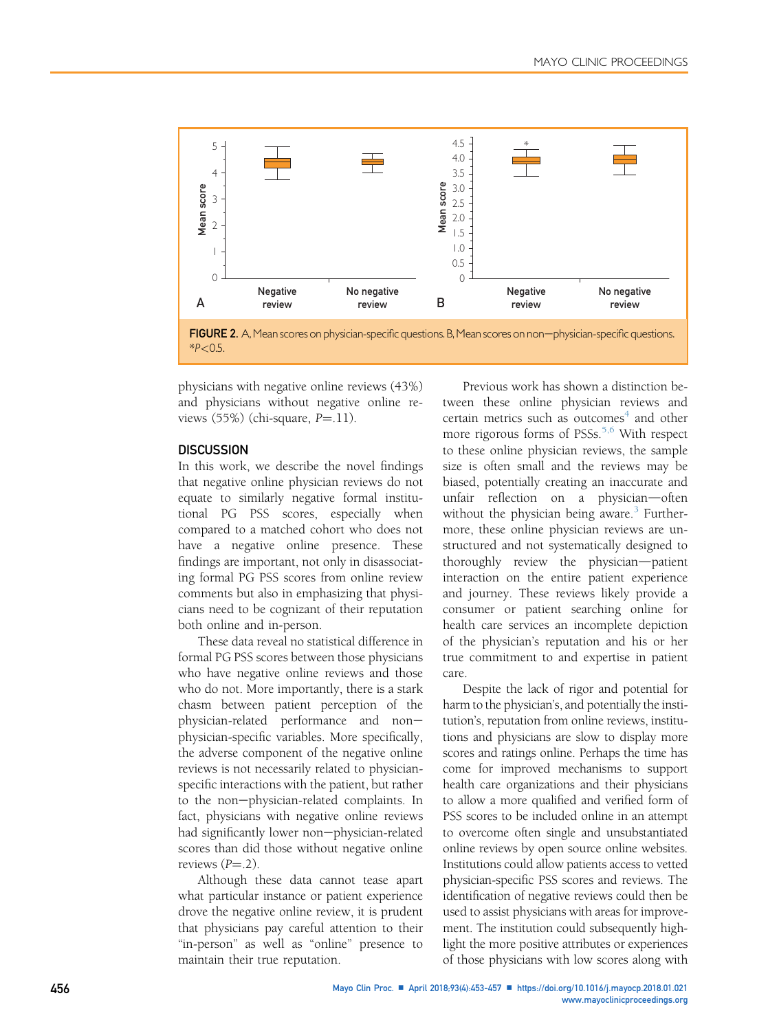FIGURE 2. A, Mean scores on physician-specific questions. B, Mean scores on non—physician-specific questions. *$P<0.5$.

physicians with negative online reviews (43%) and physicians without negative online reviews (55%) (chi-square, $P=.11$).

## DISCUSSION

In this work, we describe the novel findings that negative online physician reviews do not equate to similarly negative formal institutional PG PSS scores, especially when compared to a matched cohort who does not have a negative online presence. These findings are important, not only in disassociating formal PG PSS scores from online review comments but also in emphasizing that physicians need to be cognizant of their reputation both online and in-person.

These data reveal no statistical difference in formal PG PSS scores between those physicians who have negative online reviews and those who do not. More importantly, there is a stark chasm between patient perception of the physician-related performance and non—physician-specific variables. More specifically, the adverse component of the negative online reviews is not necessarily related to physician-specific interactions with the patient, but rather to the non—physician-related complaints. In fact, physicians with negative online reviews had significantly lower non—physician-related scores than did those without negative online reviews ($P=.2$).

Although these data cannot tease apart what particular instance or patient experience drove the negative online review, it is prudent that physicians pay careful attention to their "in-person" as well as "online" presence to maintain their true reputation.

Previous work has shown a distinction between these online physician reviews and certain metrics such as outcomes[4] and other more rigorous forms of PSSs.[5,6] With respect to these online physician reviews, the sample size is often small and the reviews may be biased, potentially creating an inaccurate and unfair reflection on a physician—often without the physician being aware.[3] Furthermore, these online physician reviews are unstructured and not systematically designed to thoroughly review the physician—patient interaction on the entire patient experience and journey. These reviews likely provide a consumer or patient searching online for health care services an incomplete depiction of the physician's reputation and his or her true commitment to and expertise in patient care.

Despite the lack of rigor and potential for harm to the physician's, and potentially the institution's, reputation from online reviews, institutions and physicians are slow to display more scores and ratings online. Perhaps the time has come for improved mechanisms to support health care organizations and their physicians to allow a more qualified and verified form of PSS scores to be included online in an attempt to overcome often single and unsubstantiated online reviews by open source online websites. Institutions could allow patients access to vetted physician-specific PSS scores and reviews. The identification of negative reviews could then be used to assist physicians with areas for improvement. The institution could subsequently highlight the more positive attributes or experiences of those physicians with low scores along with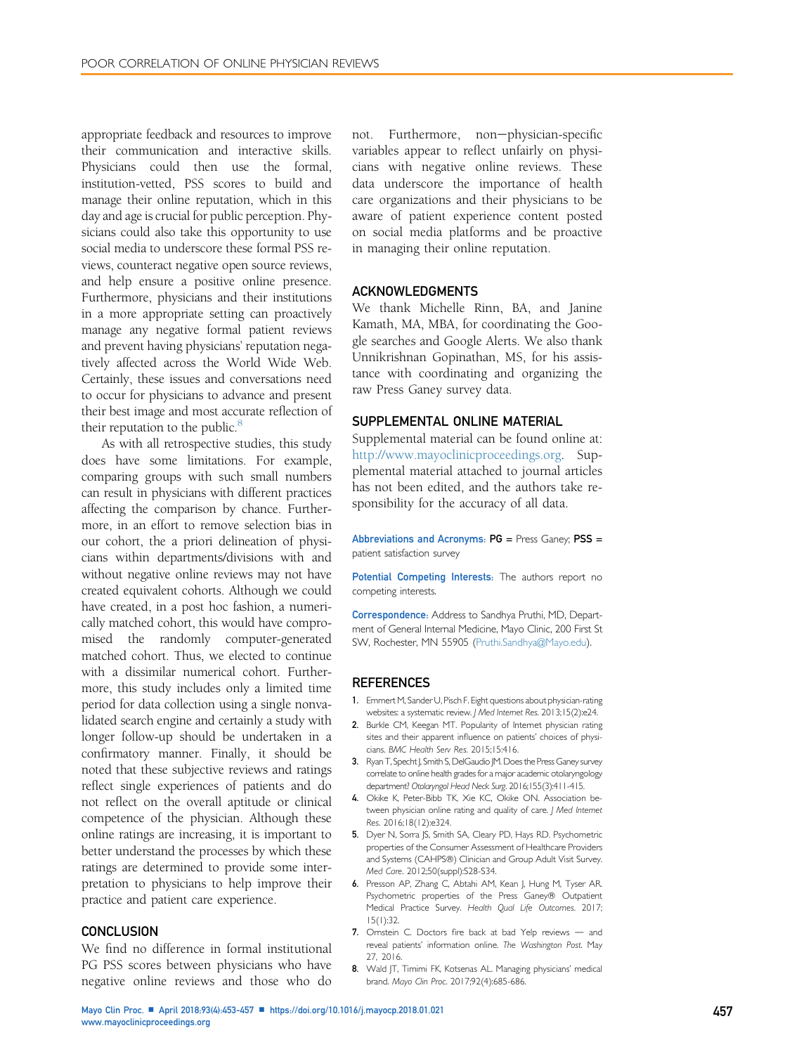appropriate feedback and resources to improve their communication and interactive skills. Physicians could then use the formal, institution-vetted, PSS scores to build and manage their online reputation, which in this day and age is crucial for public perception. Physicians could also take this opportunity to use social media to underscore these formal PSS reviews, counteract negative open source reviews, and help ensure a positive online presence. Furthermore, physicians and their institutions in a more appropriate setting can proactively manage any negative formal patient reviews and prevent having physicians' reputation negatively affected across the World Wide Web. Certainly, these issues and conversations need to occur for physicians to advance and present their best image and most accurate reflection of their reputation to the public.[8]

As with all retrospective studies, this study does have some limitations. For example, comparing groups with such small numbers can result in physicians with different practices affecting the comparison by chance. Furthermore, in an effort to remove selection bias in our cohort, the a priori delineation of physicians within departments/divisions with and without negative online reviews may not have created equivalent cohorts. Although we could have created, in a post hoc fashion, a numerically matched cohort, this would have compromised the randomly computer-generated matched cohort. Thus, we elected to continue with a dissimilar numerical cohort. Furthermore, this study includes only a limited time period for data collection using a single nonvalidated search engine and certainly a study with longer follow-up should be undertaken in a confirmatory manner. Finally, it should be noted that these subjective reviews and ratings reflect single experiences of patients and do not reflect on the overall aptitude or clinical competence of the physician. Although these online ratings are increasing, it is important to better understand the processes by which these ratings are determined to provide some interpretation to physicians to help improve their practice and patient care experience.

## CONCLUSION

We find no difference in formal institutional PG PSS scores between physicians who have negative online reviews and those who do not. Furthermore, non–physician-specific variables appear to reflect unfairly on physicians with negative online reviews. These data underscore the importance of health care organizations and their physicians to be aware of patient experience content posted on social media platforms and be proactive in managing their online reputation.

## ACKNOWLEDGMENTS

We thank Michelle Rinn, BA, and Janine Kamath, MA, MBA, for coordinating the Google searches and Google Alerts. We also thank Unnikrishnan Gopinathan, MS, for his assistance with coordinating and organizing the raw Press Ganey survey data.

## SUPPLEMENTAL ONLINE MATERIAL

Supplemental material can be found online at: http://www.mayoclinicproceedings.org. Supplemental material attached to journal articles has not been edited, and the authors take responsibility for the accuracy of all data.

**Abbreviations and Acronyms:** **PG** = Press Ganey; **PSS** = patient satisfaction survey

**Potential Competing Interests:** The authors report no competing interests.

**Correspondence:** Address to Sandhya Pruthi, MD, Department of General Internal Medicine, Mayo Clinic, 200 First St SW, Rochester, MN 55905 (Pruthi.Sandhya@Mayo.edu).

## REFERENCES

1. Emmert M, Sander U, Pisch F. Eight questions about physician-rating websites: a systematic review. *J Med Internet Res*. 2013;15(2):e24.
2. Burkle CM, Keegan MT. Popularity of Internet physician rating sites and their apparent influence on patients' choices of physicians. *BMC Health Serv Res*. 2015;15:416.
3. Ryan T, Specht J, Smith S, DelGaudio JM. Does the Press Ganey survey correlate to online health grades for a major academic otolaryngology department? *Otolaryngol Head Neck Surg*. 2016;155(3):411-415.
4. Okike K, Peter-Bibb TK, Xie KC, Okike ON. Association between physician online rating and quality of care. *J Med Internet Res*. 2016;18(12):e324.
5. Dyer N, Sorra JS, Smith SA, Cleary PD, Hays RD. Psychometric properties of the Consumer Assessment of Healthcare Providers and Systems (CAHPS®) Clinician and Group Adult Visit Survey. *Med Care*. 2012;50(suppl):S28-S34.
6. Presson AP, Zhang C, Abtahi AM, Kean J, Hung M, Tyser AR. Psychometric properties of the Press Ganey® Outpatient Medical Practice Survey. *Health Qual Life Outcomes*. 2017;15(1):32.
7. Ornstein C. Doctors fire back at bad Yelp reviews — and reveal patients' information online. *The Washington Post*. May 27, 2016.
8. Wald JT, Timimi FK, Kotsenas AL. Managing physicians' medical brand. *Mayo Clin Proc*. 2017;92(4):685-686.